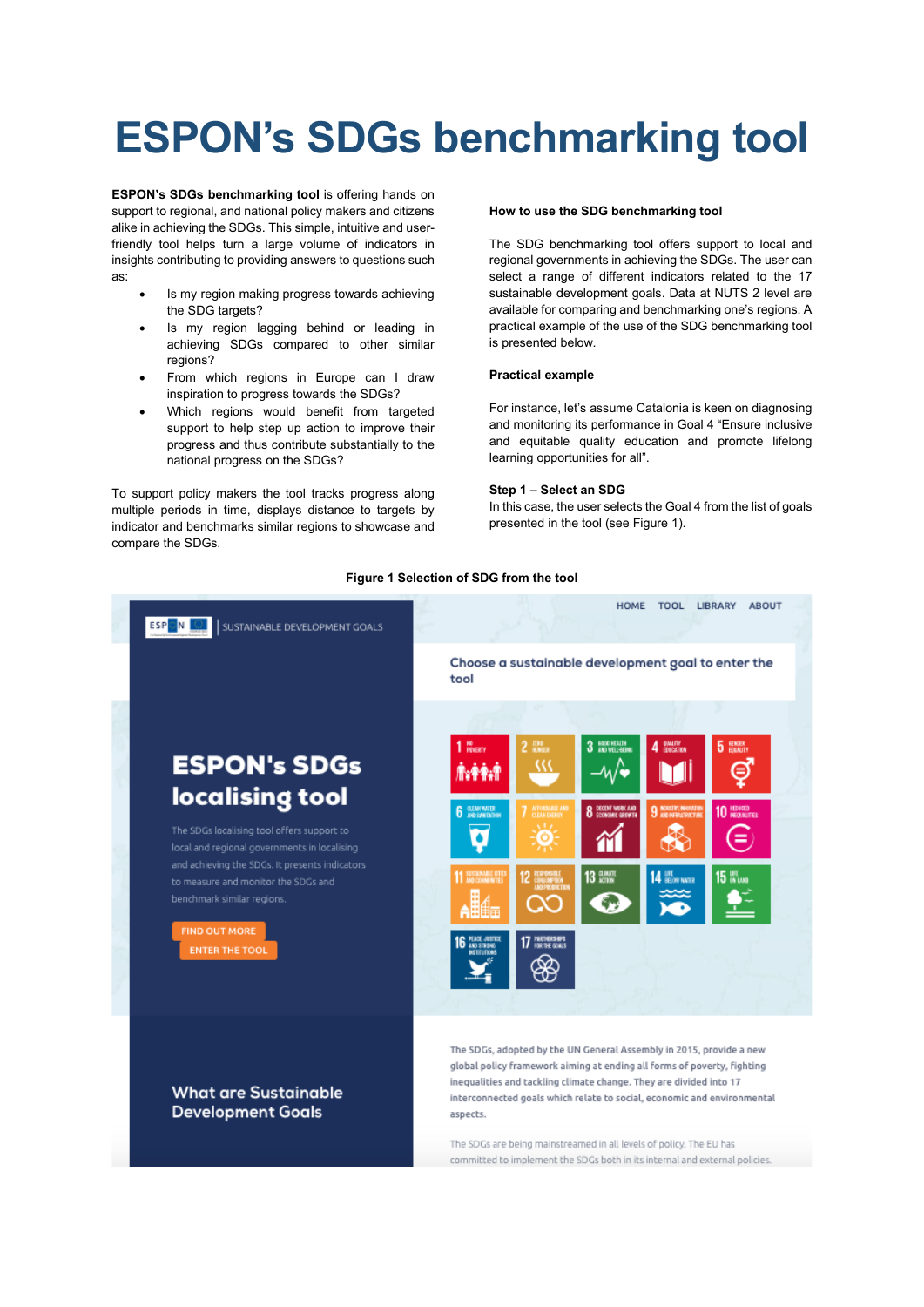# ESPON's SDGs benchmarking tool

**ESPON's SDGs benchmarking tool** is offering hands on support to regional, and national policy makers and citizens alike in achieving the SDGs. This simple, intuitive and user-friendly tool helps turn a large volume of indicators in insights contributing to providing answers to questions such as:

- Is my region making progress towards achieving the SDG targets?
- Is my region lagging behind or leading in achieving SDGs compared to other similar regions?
- From which regions in Europe can I draw inspiration to progress towards the SDGs?
- Which regions would benefit from targeted support to help step up action to improve their progress and thus contribute substantially to the national progress on the SDGs?

To support policy makers the tool tracks progress along multiple periods in time, displays distance to targets by indicator and benchmarks similar regions to showcase and compare the SDGs.

**How to use the SDG benchmarking tool**

The SDG benchmarking tool offers support to local and regional governments in achieving the SDGs. The user can select a range of different indicators related to the 17 sustainable development goals. Data at NUTS 2 level are available for comparing and benchmarking one's regions. A practical example of the use of the SDG benchmarking tool is presented below.

**Practical example**

For instance, let's assume Catalonia is keen on diagnosing and monitoring its performance in Goal 4 "Ensure inclusive and equitable quality education and promote lifelong learning opportunities for all".

**Step 1 – Select an SDG**

In this case, the user selects the Goal 4 from the list of goals presented in the tool (see Figure 1).

**Figure 1 Selection of SDG from the tool**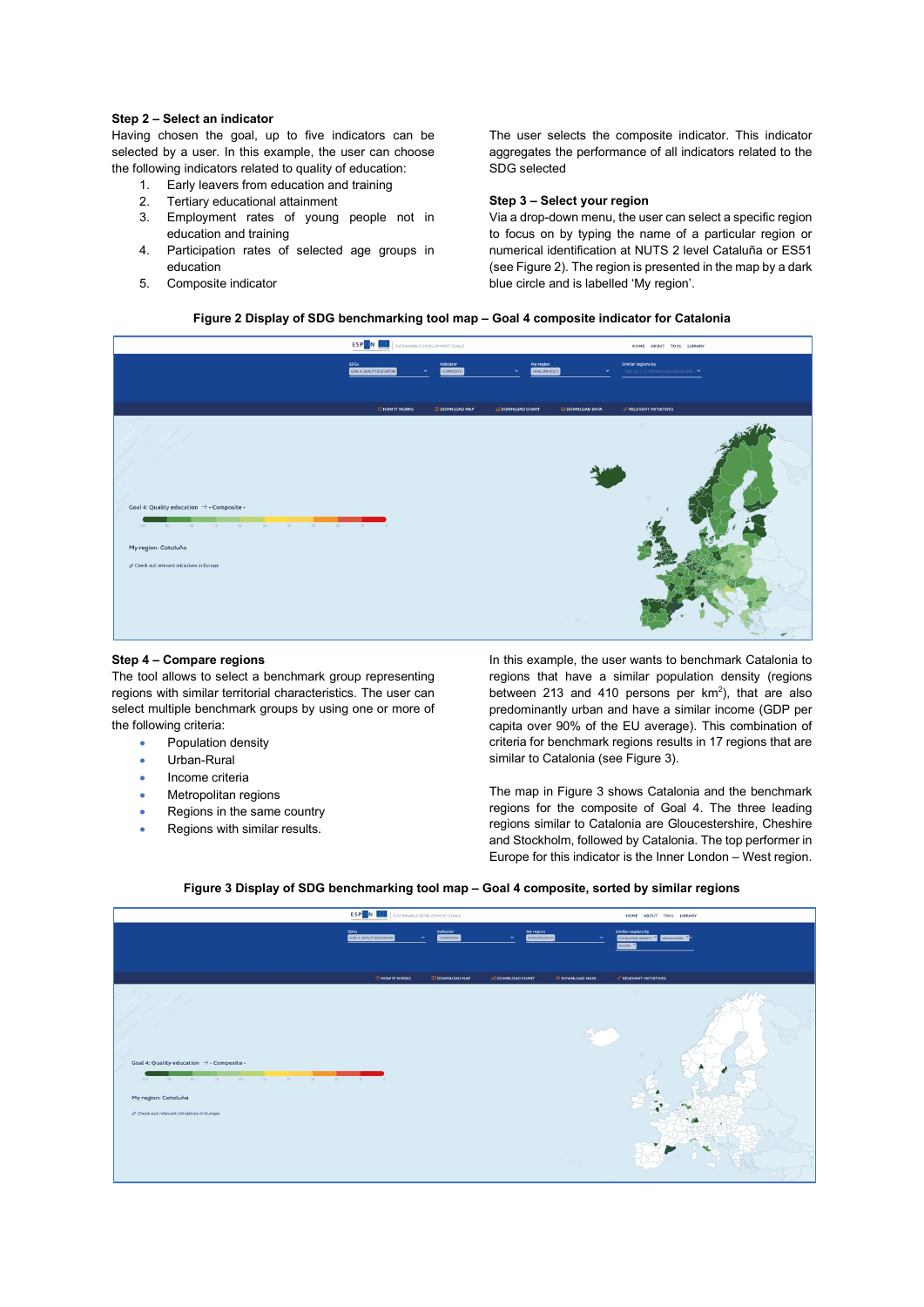**Step 2 – Select an indicator**

Having chosen the goal, up to five indicators can be selected by a user. In this example, the user can choose the following indicators related to quality of education:

1. Early leavers from education and training
2. Tertiary educational attainment
3. Employment rates of young people not in education and training
4. Participation rates of selected age groups in education
5. Composite indicator

The user selects the composite indicator. This indicator aggregates the performance of all indicators related to the SDG selected

**Step 3 – Select your region**

Via a drop-down menu, the user can select a specific region to focus on by typing the name of a particular region or numerical identification at NUTS 2 level Cataluña or ES51 (see Figure 2). The region is presented in the map by a dark blue circle and is labelled 'My region'.

**Figure 2 Display of SDG benchmarking tool map – Goal 4 composite indicator for Catalonia**

**Step 4 – Compare regions**

The tool allows to select a benchmark group representing regions with similar territorial characteristics. The user can select multiple benchmark groups by using one or more of the following criteria:

- Population density
- Urban-Rural
- Income criteria
- Metropolitan regions
- Regions in the same country
- Regions with similar results.

In this example, the user wants to benchmark Catalonia to regions that have a similar population density (regions between 213 and 410 persons per $km^2$), that are also predominantly urban and have a similar income (GDP per capita over 90% of the EU average). This combination of criteria for benchmark regions results in 17 regions that are similar to Catalonia (see Figure 3).

The map in Figure 3 shows Catalonia and the benchmark regions for the composite of Goal 4. The three leading regions similar to Catalonia are Gloucestershire, Cheshire and Stockholm, followed by Catalonia. The top performer in Europe for this indicator is the Inner London – West region.

**Figure 3 Display of SDG benchmarking tool map – Goal 4 composite, sorted by similar regions**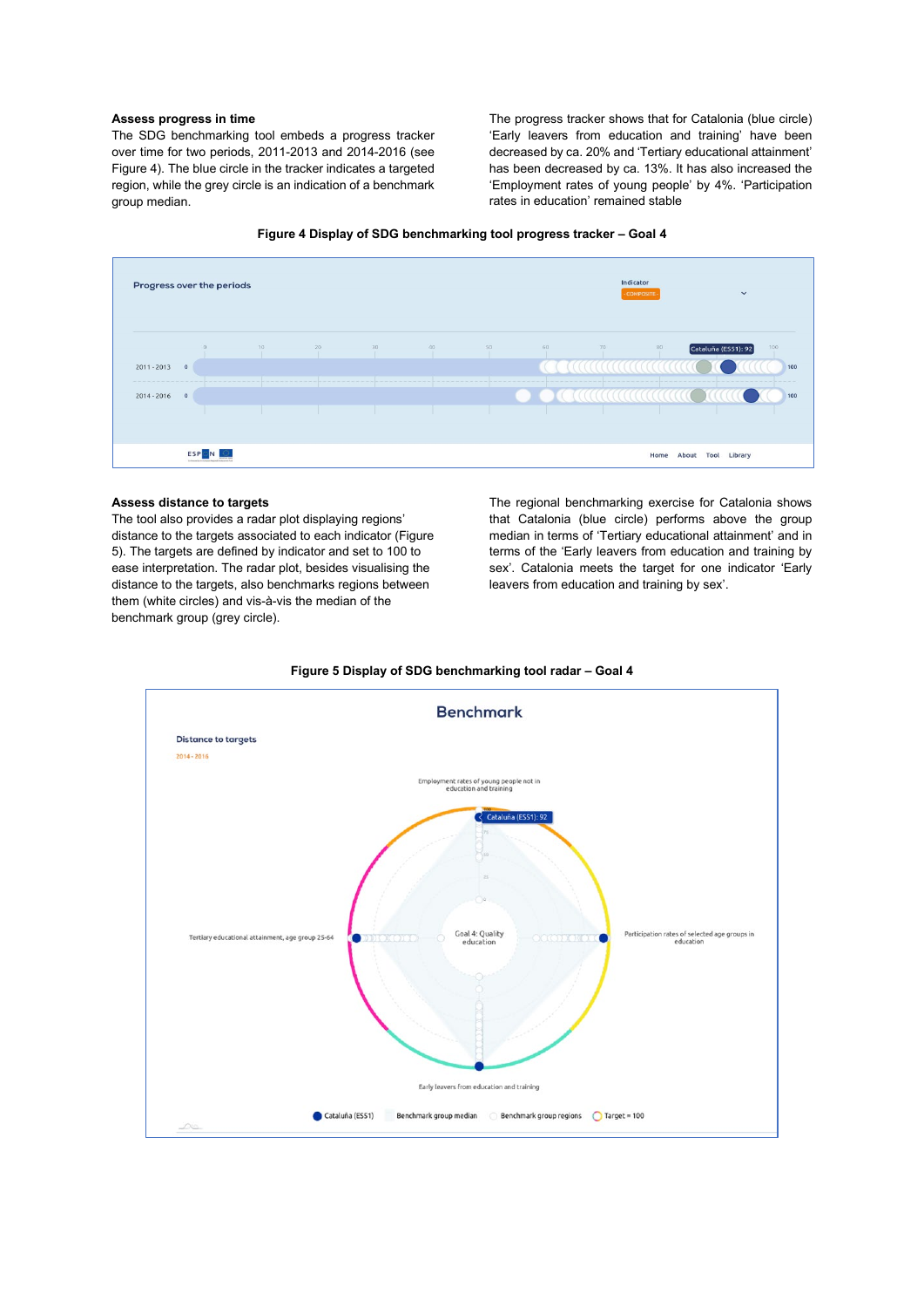**Assess progress in time**

The SDG benchmarking tool embeds a progress tracker over time for two periods, 2011-2013 and 2014-2016 (see Figure 4). The blue circle in the tracker indicates a targeted region, while the grey circle is an indication of a benchmark group median.

The progress tracker shows that for Catalonia (blue circle) 'Early leavers from education and training' have been decreased by ca. 20% and 'Tertiary educational attainment' has been decreased by ca. 13%. It has also increased the 'Employment rates of young people' by 4%. 'Participation rates in education' remained stable

**Figure 4 Display of SDG benchmarking tool progress tracker – Goal 4**

**Assess distance to targets**

The tool also provides a radar plot displaying regions' distance to the targets associated to each indicator (Figure 5). The targets are defined by indicator and set to 100 to ease interpretation. The radar plot, besides visualising the distance to the targets, also benchmarks regions between them (white circles) and vis-à-vis the median of the benchmark group (grey circle).

The regional benchmarking exercise for Catalonia shows that Catalonia (blue circle) performs above the group median in terms of 'Tertiary educational attainment' and in terms of the 'Early leavers from education and training by sex'. Catalonia meets the target for one indicator 'Early leavers from education and training by sex'.

**Figure 5 Display of SDG benchmarking tool radar – Goal 4**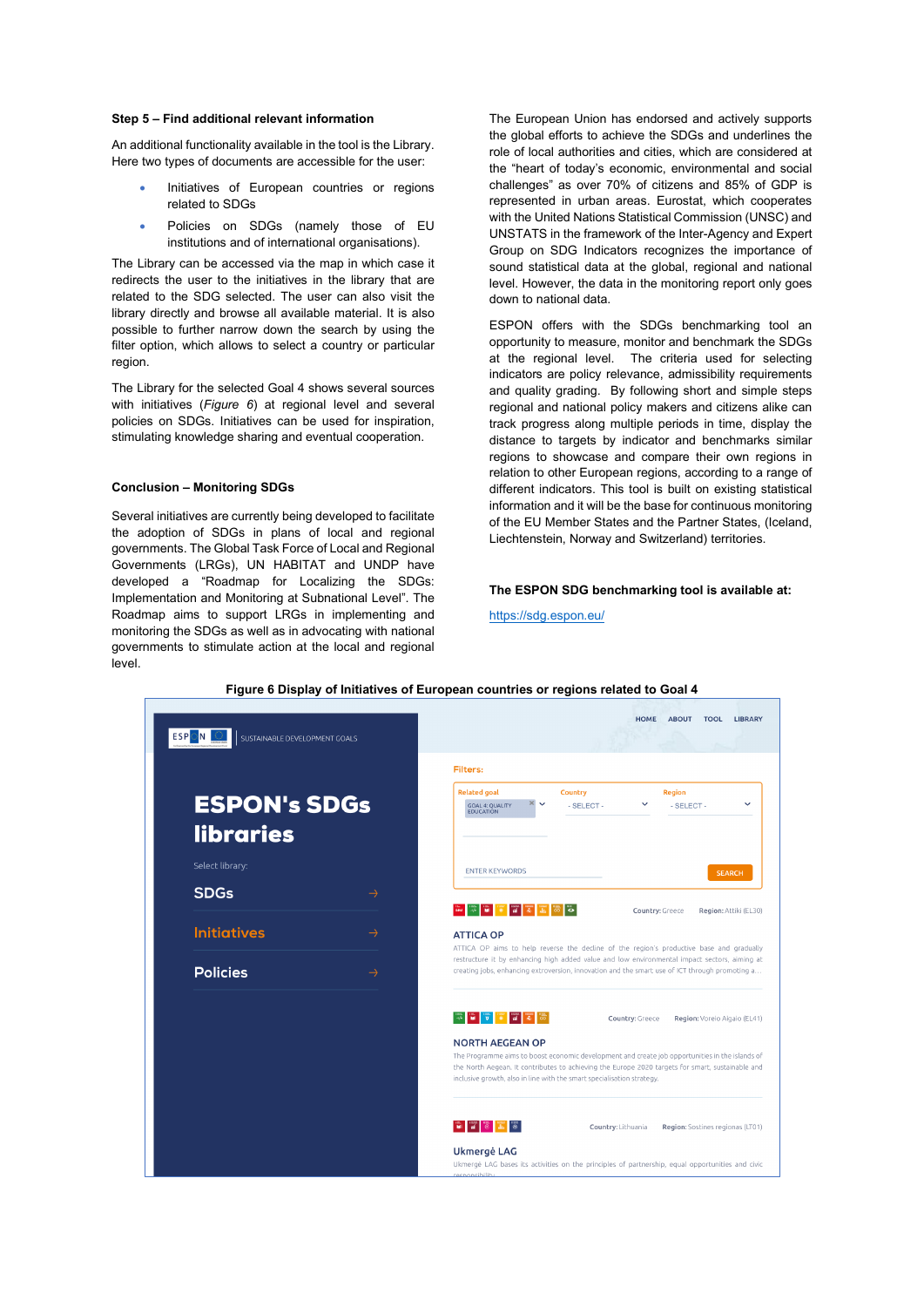**Step 5 – Find additional relevant information**

An additional functionality available in the tool is the Library. Here two types of documents are accessible for the user:

- Initiatives of European countries or regions related to SDGs
- Policies on SDGs (namely those of EU institutions and of international organisations).

The Library can be accessed via the map in which case it redirects the user to the initiatives in the library that are related to the SDG selected. The user can also visit the library directly and browse all available material. It is also possible to further narrow down the search by using the filter option, which allows to select a country or particular region.

The Library for the selected Goal 4 shows several sources with initiatives (*Figure 6*) at regional level and several policies on SDGs. Initiatives can be used for inspiration, stimulating knowledge sharing and eventual cooperation.

**Conclusion – Monitoring SDGs**

Several initiatives are currently being developed to facilitate the adoption of SDGs in plans of local and regional governments. The Global Task Force of Local and Regional Governments (LRGs), UN HABITAT and UNDP have developed a "Roadmap for Localizing the SDGs: Implementation and Monitoring at Subnational Level". The Roadmap aims to support LRGs in implementing and monitoring the SDGs as well as in advocating with national governments to stimulate action at the local and regional level.

The European Union has endorsed and actively supports the global efforts to achieve the SDGs and underlines the role of local authorities and cities, which are considered at the "heart of today's economic, environmental and social challenges" as over 70% of citizens and 85% of GDP is represented in urban areas. Eurostat, which cooperates with the United Nations Statistical Commission (UNSC) and UNSTATS in the framework of the Inter-Agency and Expert Group on SDG Indicators recognizes the importance of sound statistical data at the global, regional and national level. However, the data in the monitoring report only goes down to national data.

ESPON offers with the SDGs benchmarking tool an opportunity to measure, monitor and benchmark the SDGs at the regional level. The criteria used for selecting indicators are policy relevance, admissibility requirements and quality grading. By following short and simple steps regional and national policy makers and citizens alike can track progress along multiple periods in time, display the distance to targets by indicator and benchmarks similar regions to showcase and compare their own regions in relation to other European regions, according to a range of different indicators. This tool is built on existing statistical information and it will be the base for continuous monitoring of the EU Member States and the Partner States, (Iceland, Liechtenstein, Norway and Switzerland) territories.

**The ESPON SDG benchmarking tool is available at:**

https://sdg.espon.eu/

**Figure 6 Display of Initiatives of European countries or regions related to Goal 4**

ESPON | SUSTAINABLE DEVELOPMENT GOALS

HOME ABOUT TOOL LIBRARY

ESPON's SDGs libraries

Select library:

SDGs

Initiatives

Policies

Filters:

Related goal: GOAL 4: QUALITY EDUCATION

Country: - SELECT -

Region: - SELECT -

ENTER KEYWORDS

SEARCH

Country: Greece Region: Attiki (EL30)

ATTICA OP

ATTICA OP aims to help reverse the decline of the region's productive base and gradually restructure it by enhancing high added value and low environmental impact sectors, aiming at creating jobs, enhancing extroversion, innovation and the smart use of ICT through promoting a ...

Country: Greece Region: Voreio Aigaio (EL41)

NORTH AEGEAN OP

The Programme aims to boost economic development and create job opportunities in the islands of the North Aegean. It contributes to achieving the Europe 2020 targets for smart, sustainable and inclusive growth, also in line with the smart specialisation strategy.

Country: Lithuania Region: Sostines regionas (LT01)

Ukmergė LAG

Ukmerge LAG bases its activities on the principles of partnership, equal opportunities and civic responsibility.